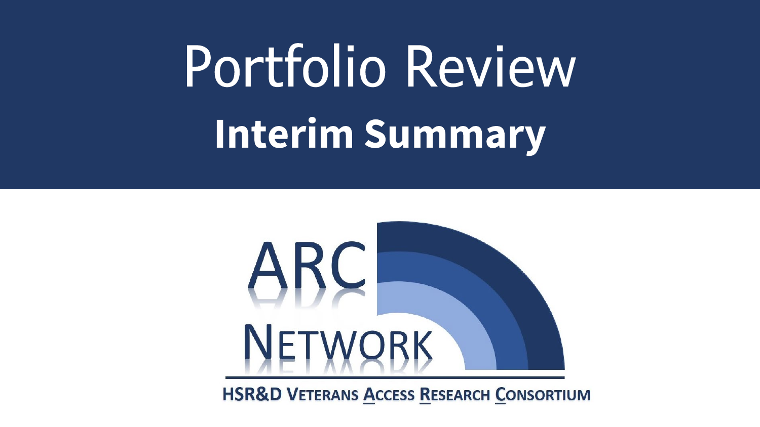# Portfolio Review

## Interim Summary

ARC NETWORK

HSR&D VETERANS ACCESS RESEARCH CONSORTIUM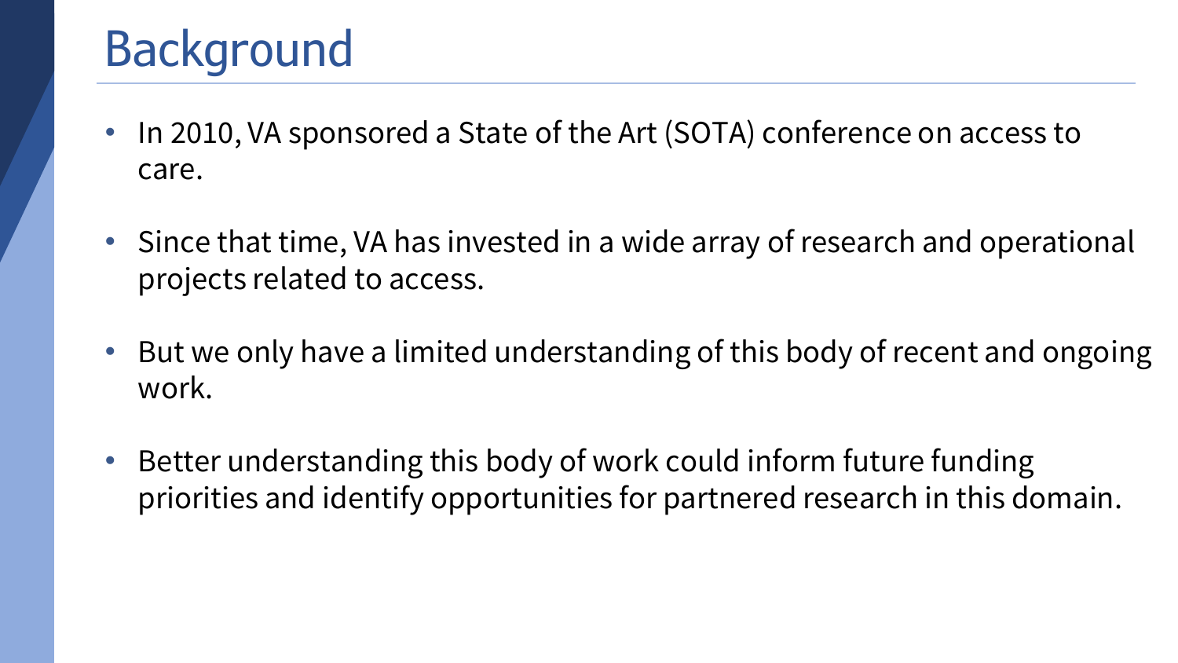# Background

- In 2010, VA sponsored a State of the Art (SOTA) conference on access to care.
- Since that time, VA has invested in a wide array of research and operational projects related to access.
- But we only have a limited understanding of this body of recent and ongoing work.
- Better understanding this body of work could inform future funding priorities and identify opportunities for partnered research in this domain.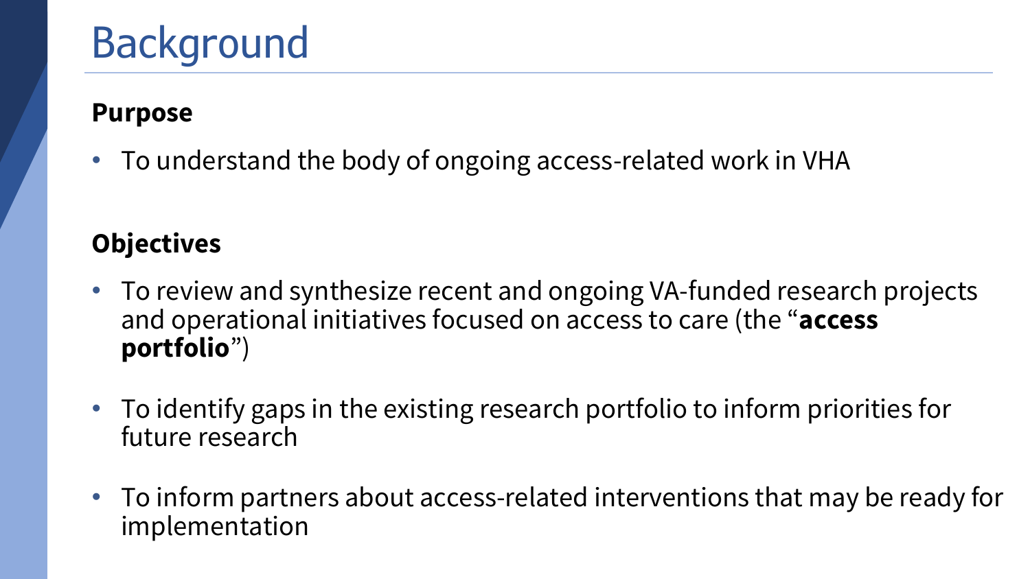# Background

**Purpose**

- To understand the body of ongoing access-related work in VHA

**Objectives**

- To review and synthesize recent and ongoing VA-funded research projects and operational initiatives focused on access to care (the "**access portfolio**")
- To identify gaps in the existing research portfolio to inform priorities for future research
- To inform partners about access-related interventions that may be ready for implementation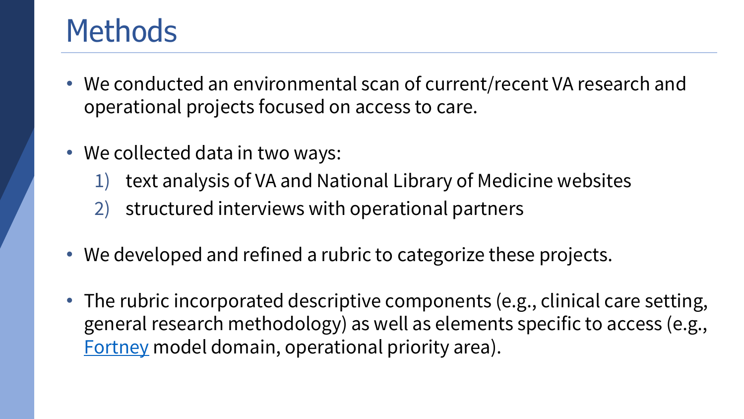# Methods

- We conducted an environmental scan of current/recent VA research and operational projects focused on access to care.

- We collected data in two ways:
  1) text analysis of VA and National Library of Medicine websites
  2) structured interviews with operational partners

- We developed and refined a rubric to categorize these projects.

- The rubric incorporated descriptive components (e.g., clinical care setting, general research methodology) as well as elements specific to access (e.g., Fortney model domain, operational priority area).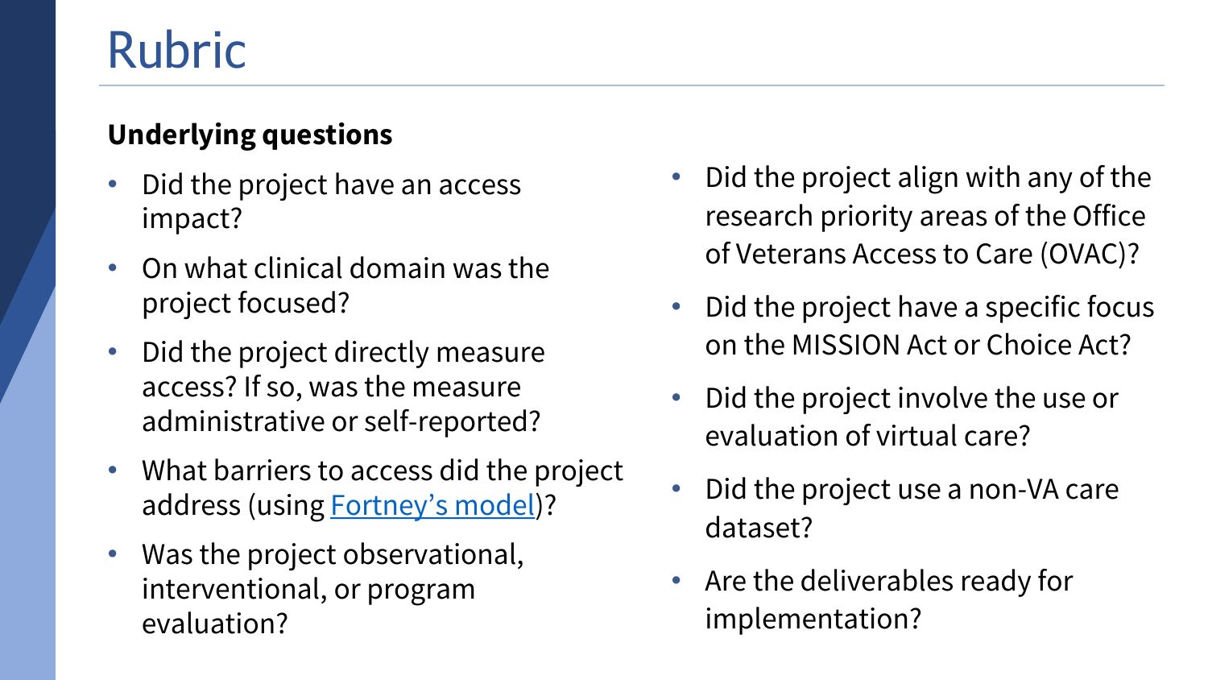# Rubric

**Underlying questions**

- Did the project have an access impact?
- On what clinical domain was the project focused?
- Did the project directly measure access? If so, was the measure administrative or self-reported?
- What barriers to access did the project address (using Fortney's model)?
- Was the project observational, interventional, or program evaluation?
- Did the project align with any of the research priority areas of the Office of Veterans Access to Care (OVAC)?
- Did the project have a specific focus on the MISSION Act or Choice Act?
- Did the project involve the use or evaluation of virtual care?
- Did the project use a non-VA care dataset?
- Are the deliverables ready for implementation?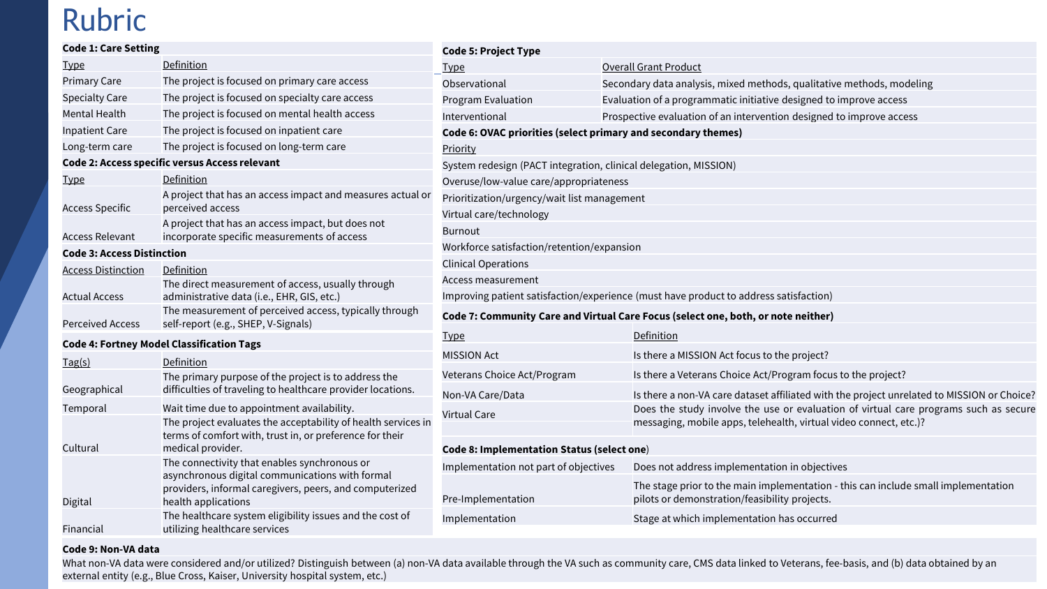# Rubric

**Code 1: Care Setting**

| Type | Definition |
| --- | --- |
| Primary Care | The project is focused on primary care access |
| Specialty Care | The project is focused on specialty care access |
| Mental Health | The project is focused on mental health access |
| Inpatient Care | The project is focused on inpatient care |
| Long-term care | The project is focused on long-term care |

**Code 2: Access specific versus Access relevant**

| Type | Definition |
| --- | --- |
| Access Specific | A project that has an access impact and measures actual or perceived access |
| Access Relevant | A project that has an access impact, but does not incorporate specific measurements of access |

**Code 3: Access Distinction**

| Access Distinction | Definition |
| --- | --- |
| Actual Access | The direct measurement of access, usually through administrative data (i.e., EHR, GIS, etc.) |
| Perceived Access | The measurement of perceived access, typically through self-report (e.g., SHEP, V-Signals) |

**Code 4: Fortney Model Classification Tags**

| Tag(s) | Definition |
| --- | --- |
| Geographical | The primary purpose of the project is to address the difficulties of traveling to healthcare provider locations. |
| Temporal | Wait time due to appointment availability. |
| Cultural | The project evaluates the acceptability of health services in terms of comfort with, trust in, or preference for their medical provider. |
| Digital | The connectivity that enables synchronous or asynchronous digital communications with formal providers, informal caregivers, peers, and computerized health applications |
| Financial | The healthcare system eligibility issues and the cost of utilizing healthcare services |

**Code 5: Project Type**

| Type | Overall Grant Product |
| --- | --- |
| Observational | Secondary data analysis, mixed methods, qualitative methods, modeling |
| Program Evaluation | Evaluation of a programmatic initiative designed to improve access |
| Interventional | Prospective evaluation of an intervention designed to improve access |

**Code 6: OVAC priorities (select primary and secondary themes)**

| Priority |
| --- |
| System redesign (PACT integration, clinical delegation, MISSION) |
| Overuse/low-value care/appropriateness |
| Prioritization/urgency/wait list management |
| Virtual care/technology |
| Burnout |
| Workforce satisfaction/retention/expansion |
| Clinical Operations |
| Access measurement |
| Improving patient satisfaction/experience (must have product to address satisfaction) |

**Code 7: Community Care and Virtual Care Focus (select one, both, or note neither)**

| Type | Definition |
| --- | --- |
| MISSION Act | Is there a MISSION Act focus to the project? |
| Veterans Choice Act/Program | Is there a Veterans Choice Act/Program focus to the project? |
| Non-VA Care/Data | Is there a non-VA care dataset affiliated with the project unrelated to MISSION or Choice? |
| Virtual Care | Does the study involve the use or evaluation of virtual care programs such as secure messaging, mobile apps, telehealth, virtual video connect, etc.)? |

**Code 8: Implementation Status (select one)**

| | |
| --- | --- |
| Implementation not part of objectives | Does not address implementation in objectives |
| Pre-Implementation | The stage prior to the main implementation - this can include small implementation pilots or demonstration/feasibility projects. |
| Implementation | Stage at which implementation has occurred |

**Code 9: Non-VA data**

What non-VA data were considered and/or utilized? Distinguish between (a) non-VA data available through the VA such as community care, CMS data linked to Veterans, fee-basis, and (b) data obtained by an external entity (e.g., Blue Cross, Kaiser, University hospital system, etc.)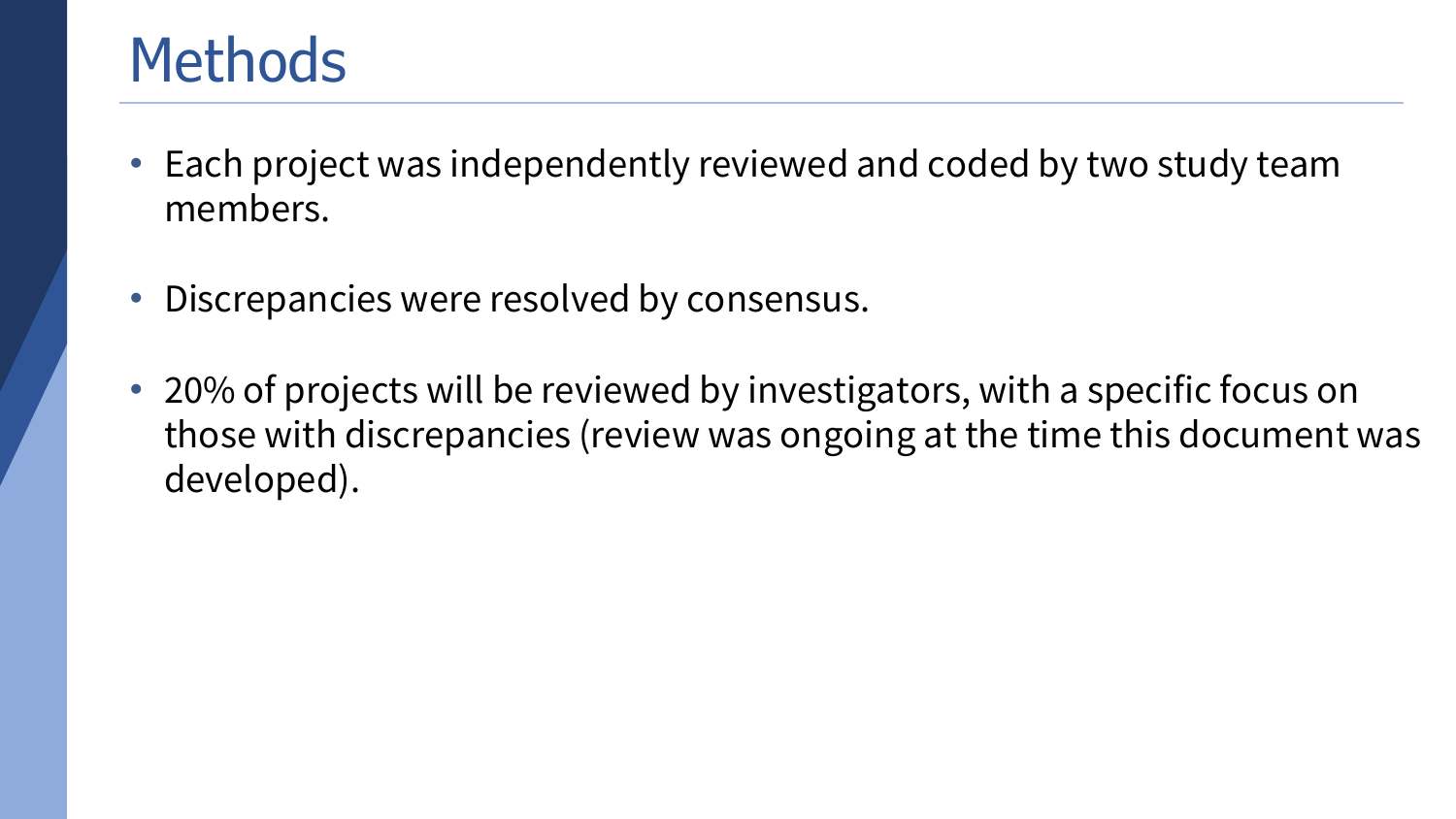# Methods

- Each project was independently reviewed and coded by two study team members.
- Discrepancies were resolved by consensus.
- 20% of projects will be reviewed by investigators, with a specific focus on those with discrepancies (review was ongoing at the time this document was developed).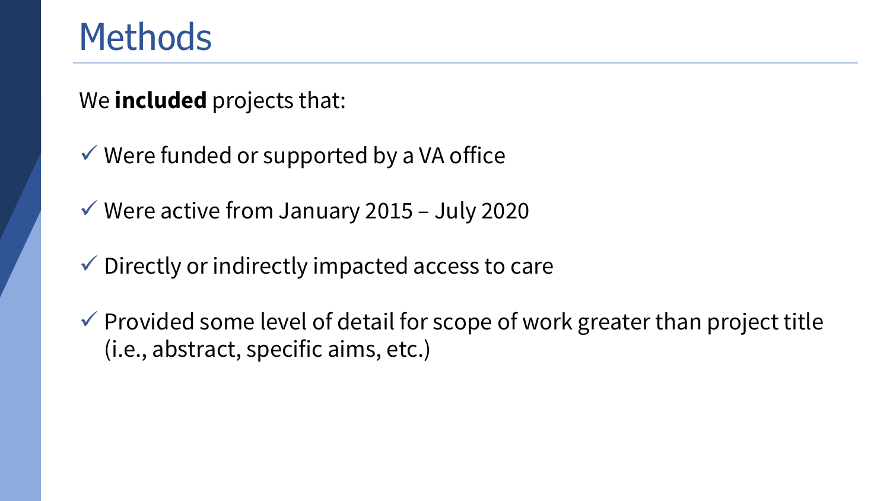# Methods

We **included** projects that:

- ✓ Were funded or supported by a VA office
- ✓ Were active from January 2015 – July 2020
- ✓ Directly or indirectly impacted access to care
- ✓ Provided some level of detail for scope of work greater than project title (i.e., abstract, specific aims, etc.)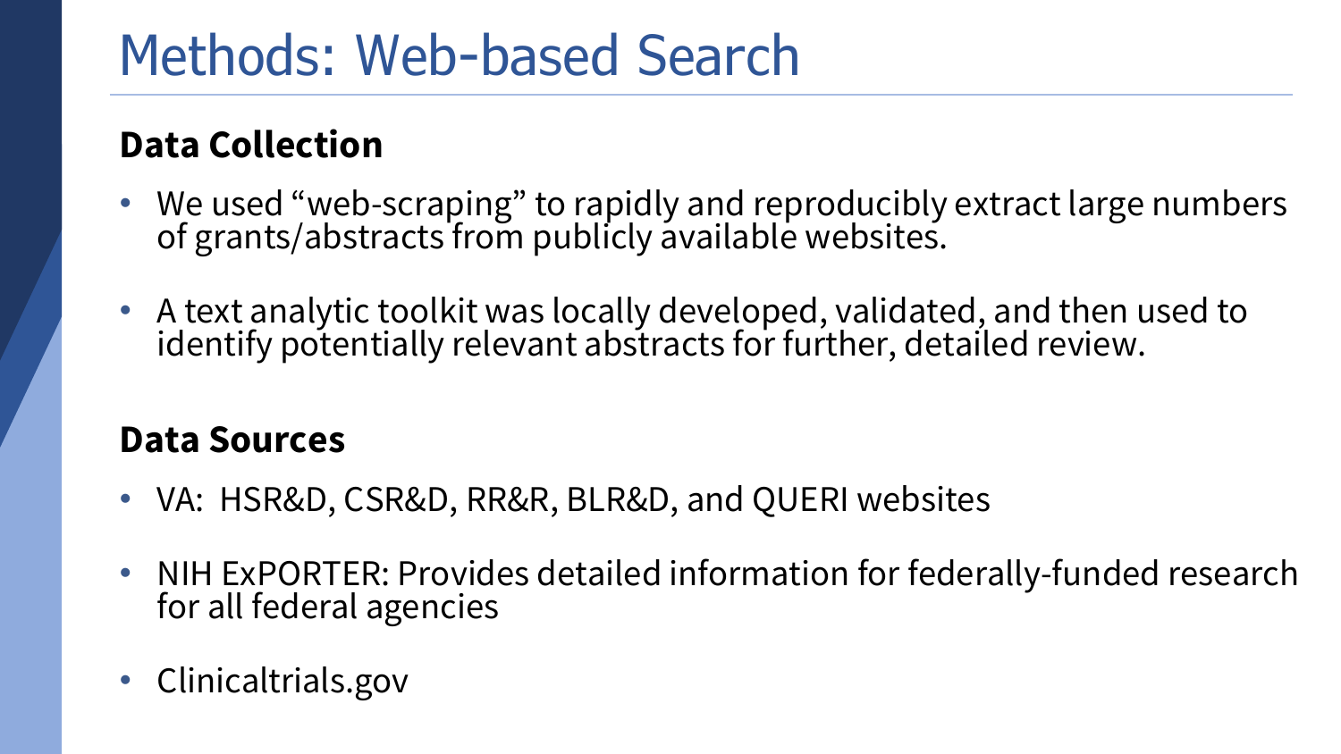# Methods: Web-based Search

## Data Collection

- We used "web-scraping" to rapidly and reproducibly extract large numbers of grants/abstracts from publicly available websites.
- A text analytic toolkit was locally developed, validated, and then used to identify potentially relevant abstracts for further, detailed review.

## Data Sources

- VA: HSR&D, CSR&D, RR&R, BLR&D, and QUERI websites
- NIH ExPORTER: Provides detailed information for federally-funded research for all federal agencies
- Clinicaltrials.gov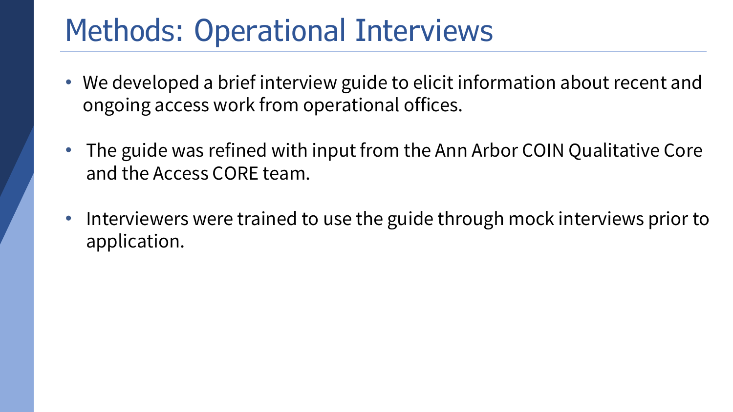# Methods: Operational Interviews

- We developed a brief interview guide to elicit information about recent and ongoing access work from operational offices.
- The guide was refined with input from the Ann Arbor COIN Qualitative Core and the Access CORE team.
- Interviewers were trained to use the guide through mock interviews prior to application.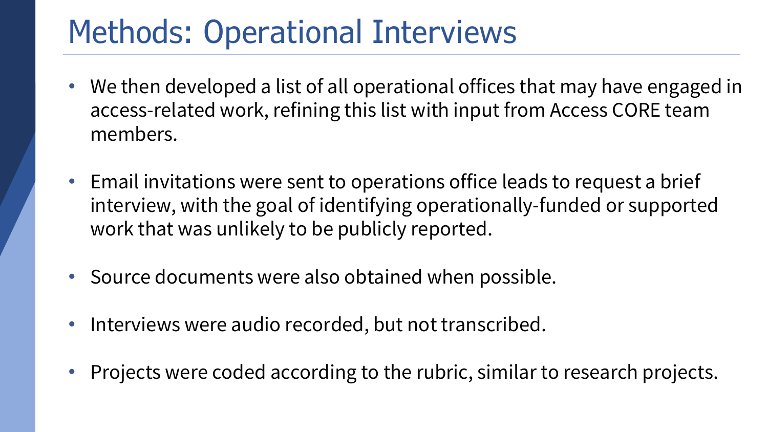# Methods: Operational Interviews

- We then developed a list of all operational offices that may have engaged in access-related work, refining this list with input from Access CORE team members.
- Email invitations were sent to operations office leads to request a brief interview, with the goal of identifying operationally-funded or supported work that was unlikely to be publicly reported.
- Source documents were also obtained when possible.
- Interviews were audio recorded, but not transcribed.
- Projects were coded according to the rubric, similar to research projects.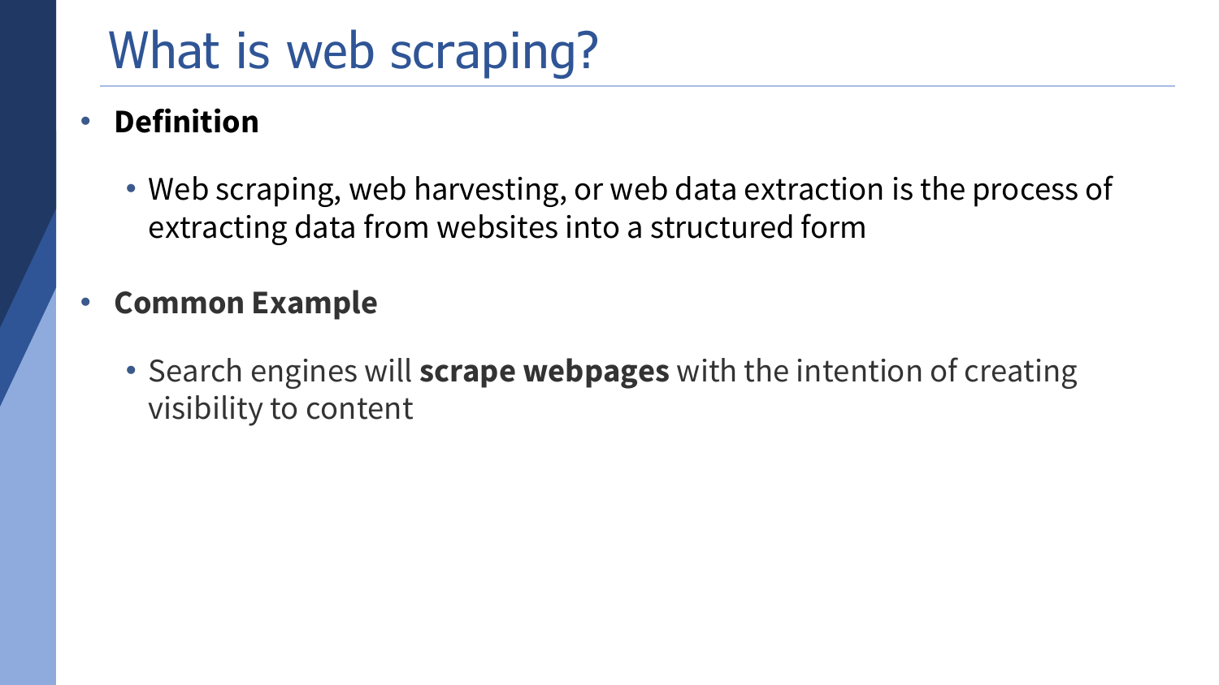# What is web scraping?

- **Definition**
  - Web scraping, web harvesting, or web data extraction is the process of extracting data from websites into a structured form

- **Common Example**
  - Search engines will **scrape webpages** with the intention of creating visibility to content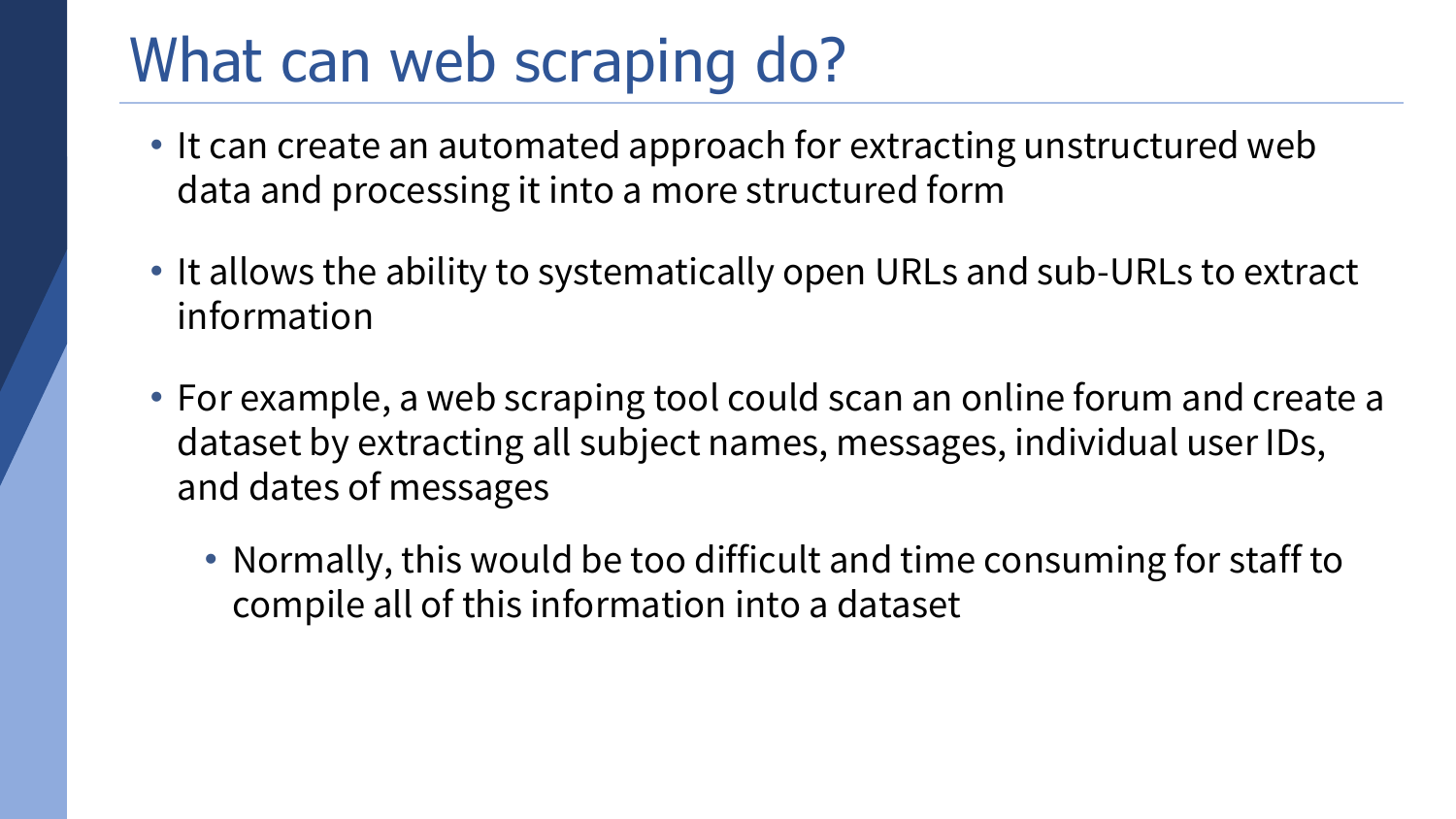# What can web scraping do?

- It can create an automated approach for extracting unstructured web data and processing it into a more structured form
- It allows the ability to systematically open URLs and sub-URLs to extract information
- For example, a web scraping tool could scan an online forum and create a dataset by extracting all subject names, messages, individual user IDs, and dates of messages
  - Normally, this would be too difficult and time consuming for staff to compile all of this information into a dataset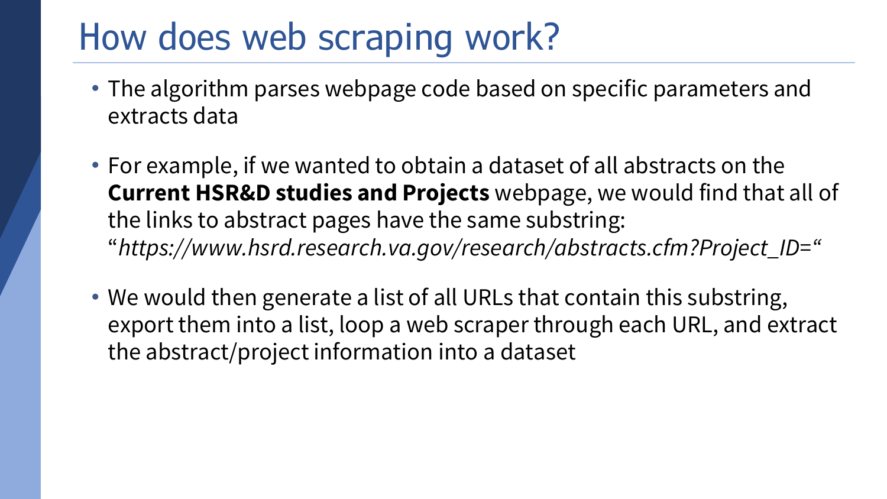# How does web scraping work?

- The algorithm parses webpage code based on specific parameters and extracts data
- For example, if we wanted to obtain a dataset of all abstracts on the **Current HSR&D studies and Projects** webpage, we would find that all of the links to abstract pages have the same substring: "*https://www.hsrd.research.va.gov/research/abstracts.cfm?Project_ID=*"
- We would then generate a list of all URLs that contain this substring, export them into a list, loop a web scraper through each URL, and extract the abstract/project information into a dataset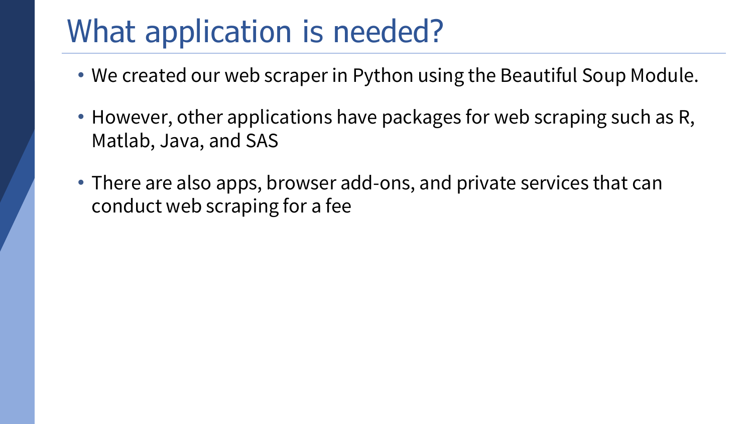# What application is needed?

- We created our web scraper in Python using the Beautiful Soup Module.
- However, other applications have packages for web scraping such as R, Matlab, Java, and SAS
- There are also apps, browser add-ons, and private services that can conduct web scraping for a fee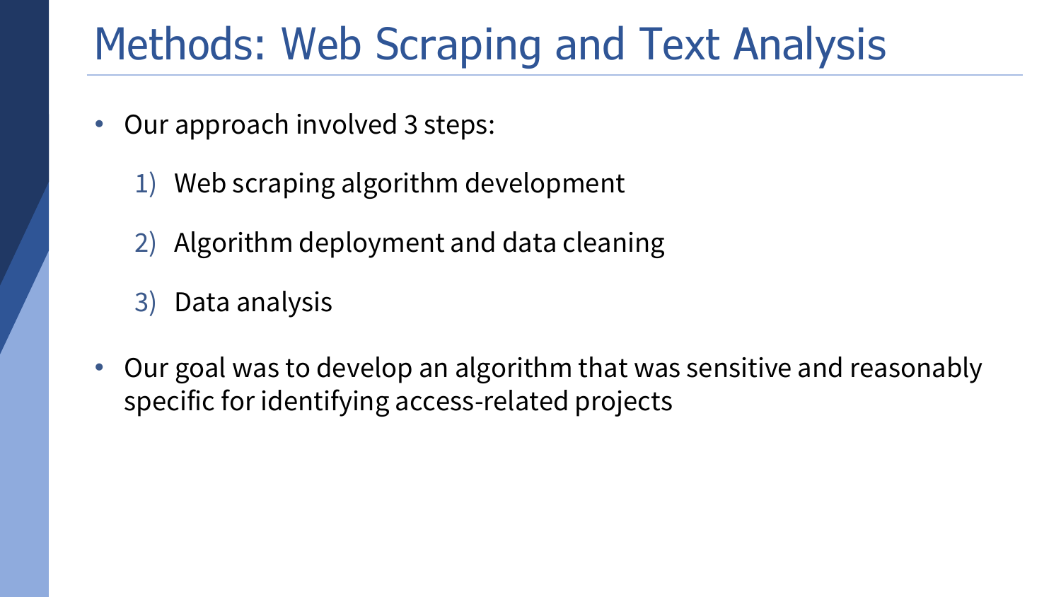# Methods: Web Scraping and Text Analysis

- Our approach involved 3 steps:
  1) Web scraping algorithm development
  2) Algorithm deployment and data cleaning
  3) Data analysis
- Our goal was to develop an algorithm that was sensitive and reasonably specific for identifying access-related projects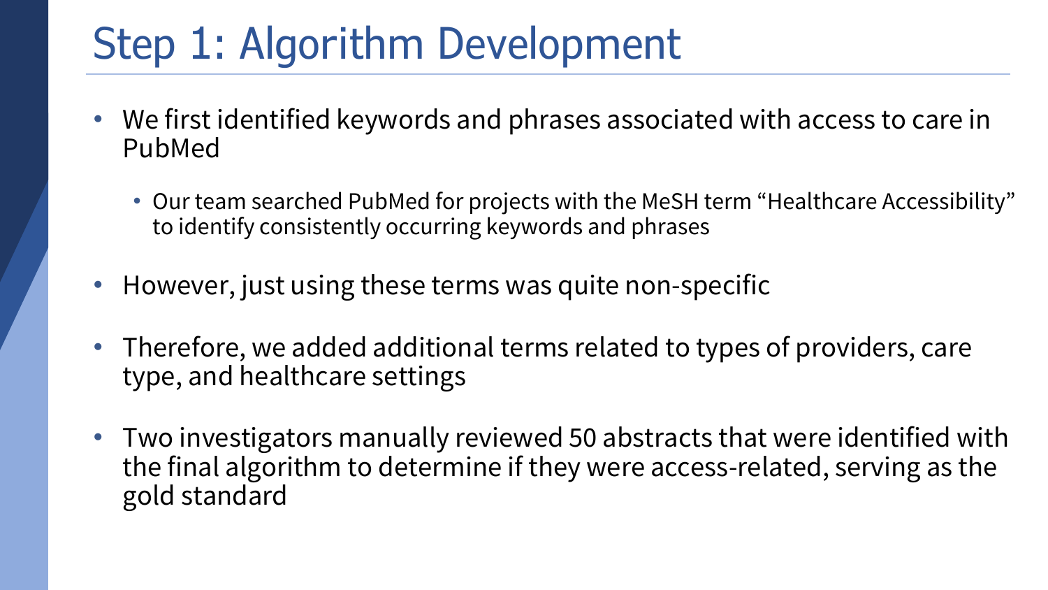# Step 1: Algorithm Development

- We first identified keywords and phrases associated with access to care in PubMed
  - Our team searched PubMed for projects with the MeSH term "Healthcare Accessibility" to identify consistently occurring keywords and phrases
- However, just using these terms was quite non-specific
- Therefore, we added additional terms related to types of providers, care type, and healthcare settings
- Two investigators manually reviewed 50 abstracts that were identified with the final algorithm to determine if they were access-related, serving as the gold standard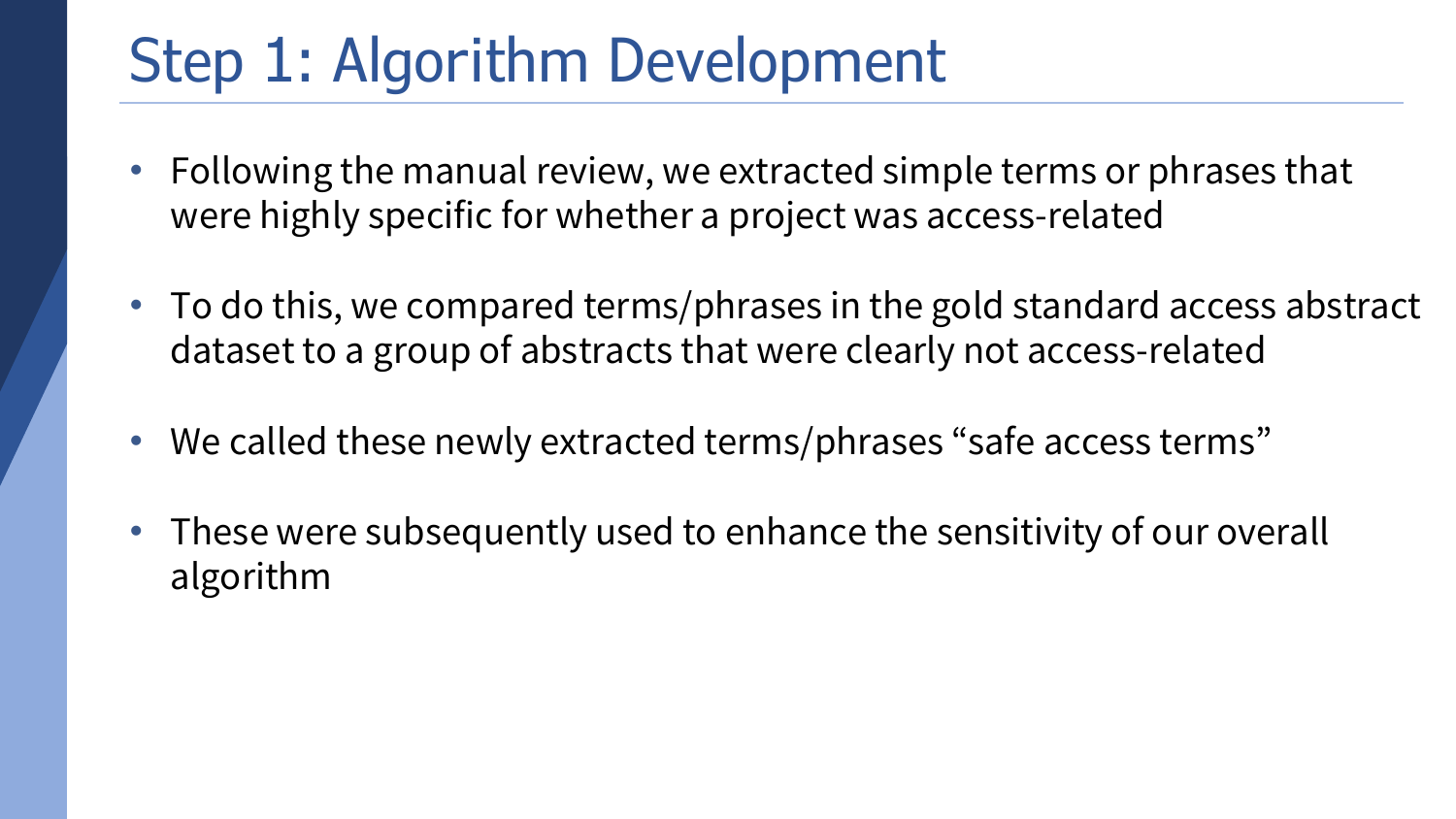# Step 1: Algorithm Development

- Following the manual review, we extracted simple terms or phrases that were highly specific for whether a project was access-related
- To do this, we compared terms/phrases in the gold standard access abstract dataset to a group of abstracts that were clearly not access-related
- We called these newly extracted terms/phrases "safe access terms"
- These were subsequently used to enhance the sensitivity of our overall algorithm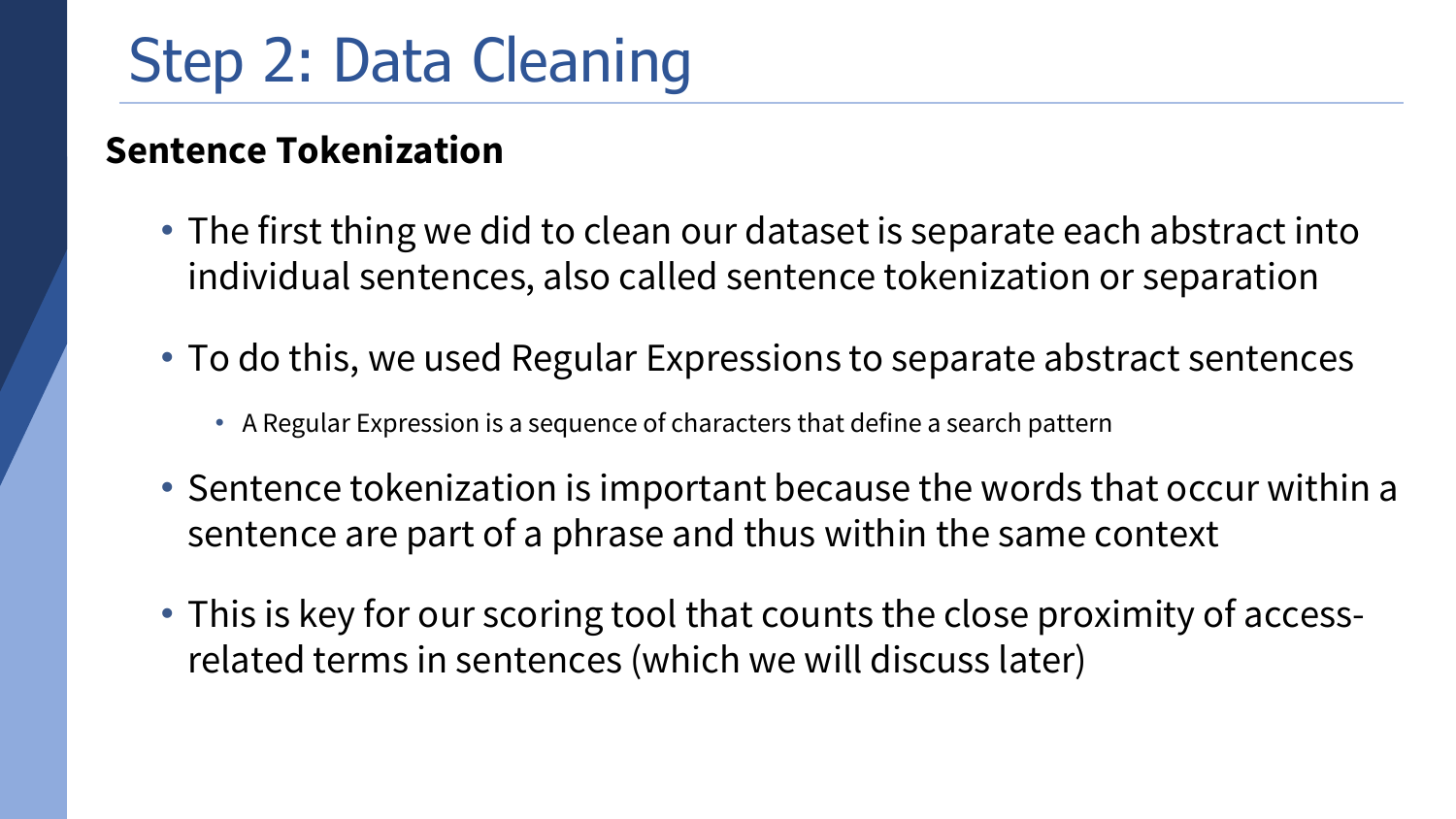# Step 2: Data Cleaning

**Sentence Tokenization**

- The first thing we did to clean our dataset is separate each abstract into individual sentences, also called sentence tokenization or separation
- To do this, we used Regular Expressions to separate abstract sentences
  - A Regular Expression is a sequence of characters that define a search pattern
- Sentence tokenization is important because the words that occur within a sentence are part of a phrase and thus within the same context
- This is key for our scoring tool that counts the close proximity of access-related terms in sentences (which we will discuss later)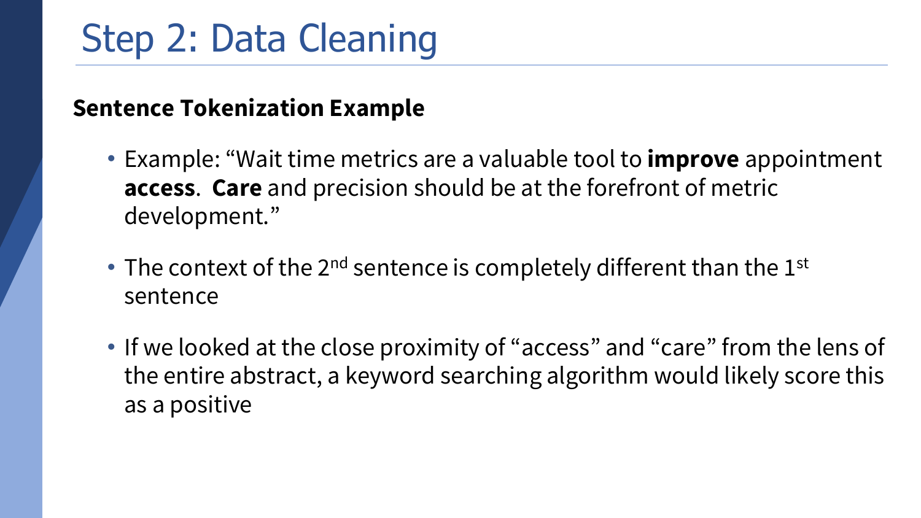# Step 2: Data Cleaning

**Sentence Tokenization Example**

- Example: "Wait time metrics are a valuable tool to **improve** appointment **access**.  **Care** and precision should be at the forefront of metric development."
- The context of the 2$^{nd}$ sentence is completely different than the 1$^{st}$ sentence
- If we looked at the close proximity of "access" and "care" from the lens of the entire abstract, a keyword searching algorithm would likely score this as a positive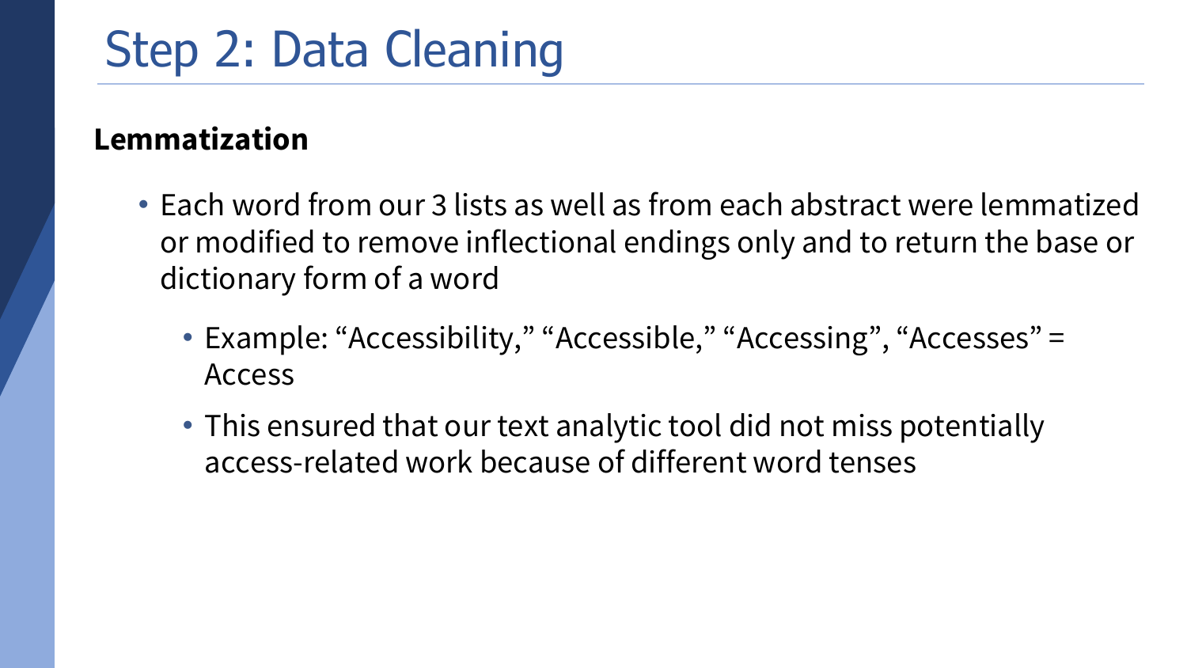# Step 2: Data Cleaning

**Lemmatization**

- Each word from our 3 lists as well as from each abstract were lemmatized or modified to remove inflectional endings only and to return the base or dictionary form of a word
  - Example: “Accessibility,” “Accessible,” “Accessing”, “Accesses” = Access
  - This ensured that our text analytic tool did not miss potentially access-related work because of different word tenses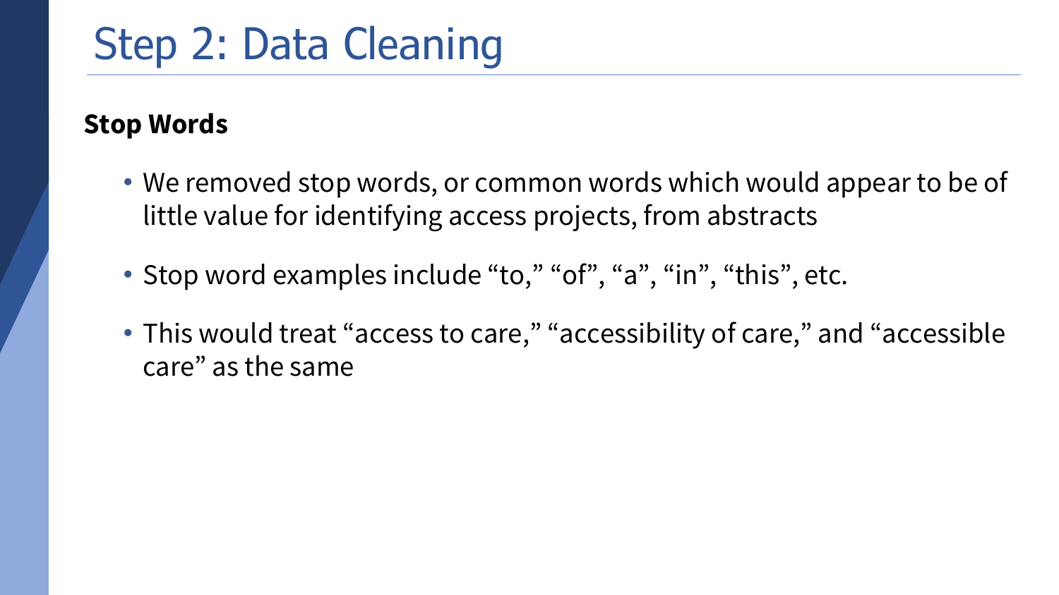# Step 2: Data Cleaning

**Stop Words**

- We removed stop words, or common words which would appear to be of little value for identifying access projects, from abstracts
- Stop word examples include “to,” “of”, “a”, “in”, “this”, etc.
- This would treat “access to care,” “accessibility of care,” and “accessible care” as the same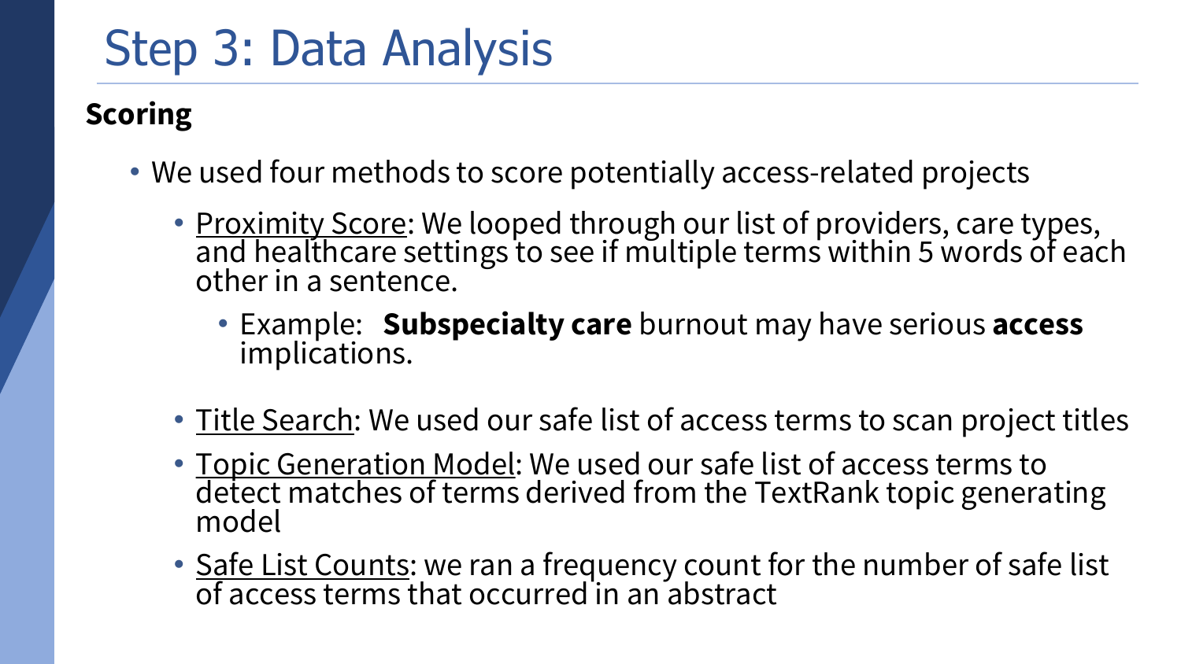# Step 3: Data Analysis

**Scoring**

- We used four methods to score potentially access-related projects
  - Proximity Score: We looped through our list of providers, care types, and healthcare settings to see if multiple terms within 5 words of each other in a sentence.
    - Example: **Subspecialty care** burnout may have serious **access** implications.
  - Title Search: We used our safe list of access terms to scan project titles
  - Topic Generation Model: We used our safe list of access terms to detect matches of terms derived from the TextRank topic generating model
  - Safe List Counts: we ran a frequency count for the number of safe list of access terms that occurred in an abstract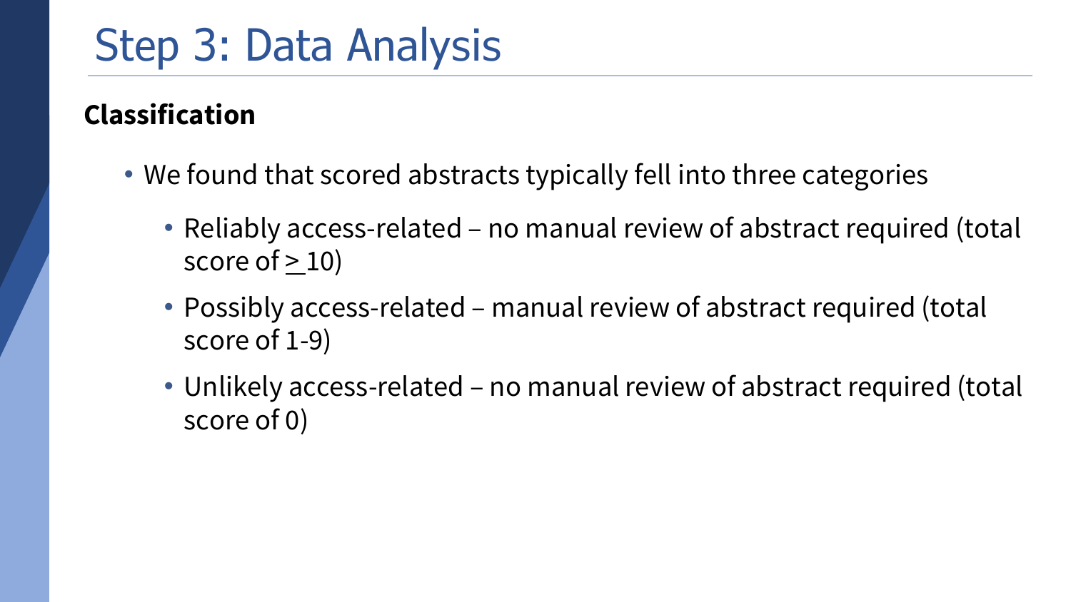# Step 3: Data Analysis

**Classification**

- We found that scored abstracts typically fell into three categories
  - Reliably access-related – no manual review of abstract required (total score of $\geq$ 10)
  - Possibly access-related – manual review of abstract required (total score of 1-9)
  - Unlikely access-related – no manual review of abstract required (total score of 0)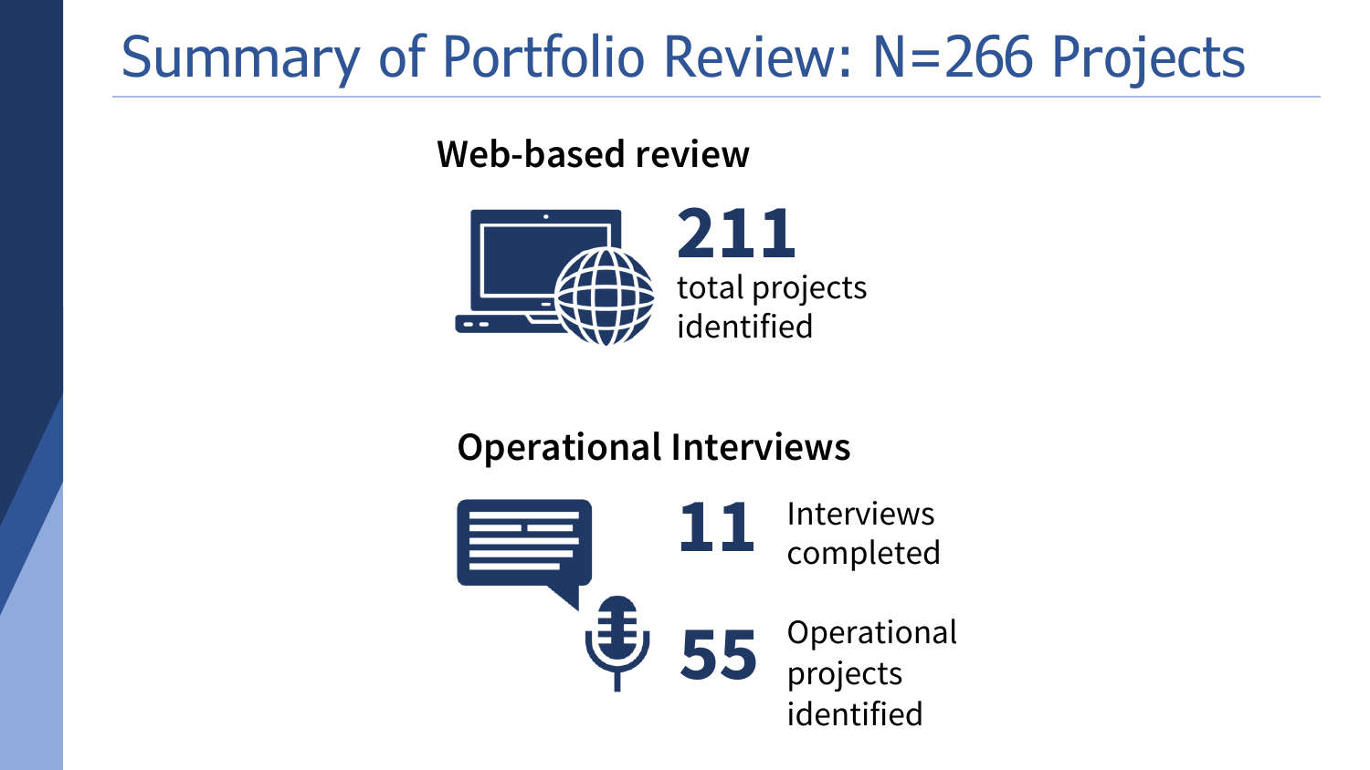# Summary of Portfolio Review: N=266 Projects

## Web-based review

**211** total projects identified

## Operational Interviews

**11** Interviews completed

**55** Operational projects identified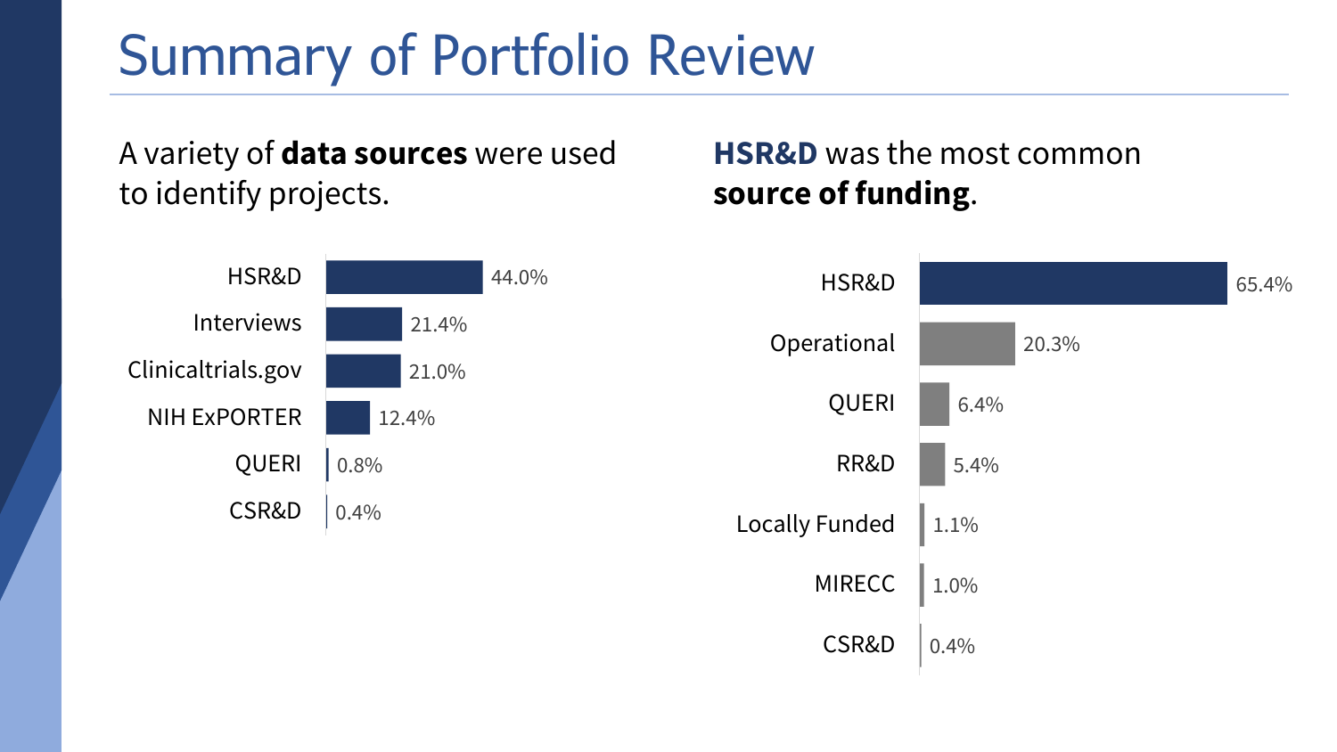# Summary of Portfolio Review

A variety of **data sources** were used to identify projects.

| Data Source | Percent |
| --- | --- |
| HSR&D | 44.0% |
| Interviews | 21.4% |
| Clinicaltrials.gov | 21.0% |
| NIH ExPORTER | 12.4% |
| QUERI | 0.8% |
| CSR&D | 0.4% |

**HSR&D** was the most common **source of funding**.

| Funding Source | Percent |
| --- | --- |
| HSR&D | 65.4% |
| Operational | 20.3% |
| QUERI | 6.4% |
| RR&D | 5.4% |
| Locally Funded | 1.1% |
| MIRECC | 1.0% |
| CSR&D | 0.4% |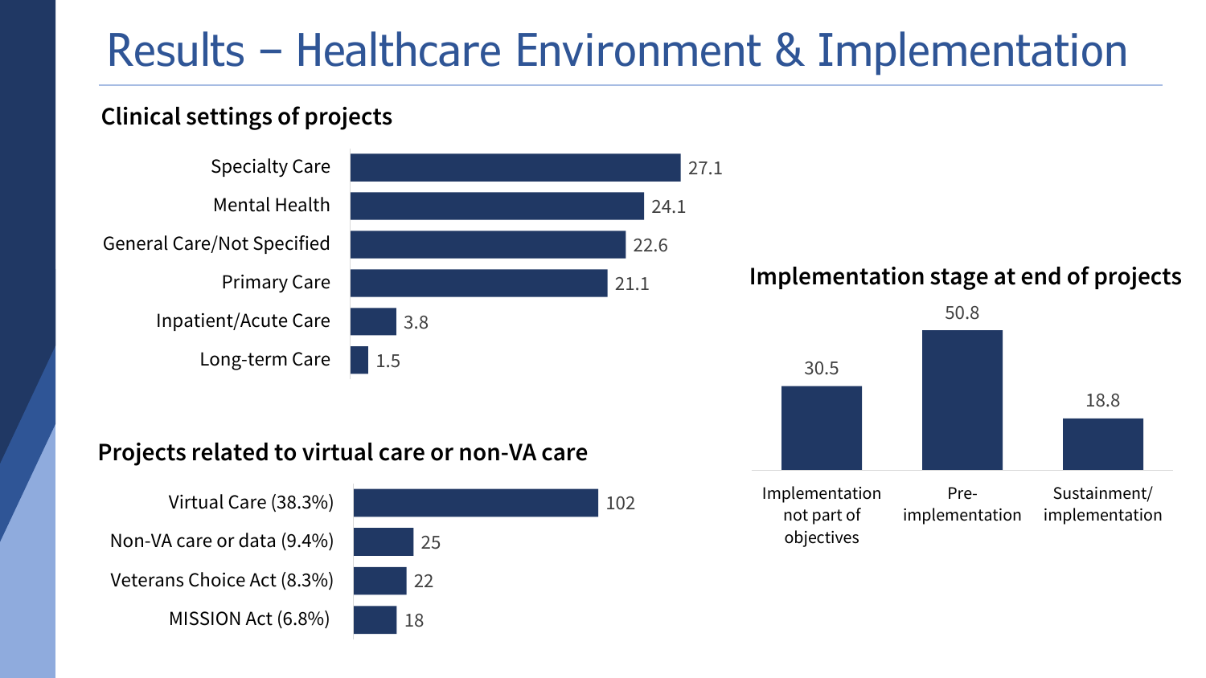# Results – Healthcare Environment & Implementation

## Clinical settings of projects

| Setting | Value |
|---|---|
| Specialty Care | 27.1 |
| Mental Health | 24.1 |
| General Care/Not Specified | 22.6 |
| Primary Care | 21.1 |
| Inpatient/Acute Care | 3.8 |
| Long-term Care | 1.5 |

## Projects related to virtual care or non-VA care

| Category | Count |
|---|---|
| Virtual Care (38.3%) | 102 |
| Non-VA care or data (9.4%) | 25 |
| Veterans Choice Act (8.3%) | 22 |
| MISSION Act (6.8%) | 18 |

## Implementation stage at end of projects

| Stage | Value |
|---|---|
| Implementation not part of objectives | 30.5 |
| Pre-implementation | 50.8 |
| Sustainment/ implementation | 18.8 |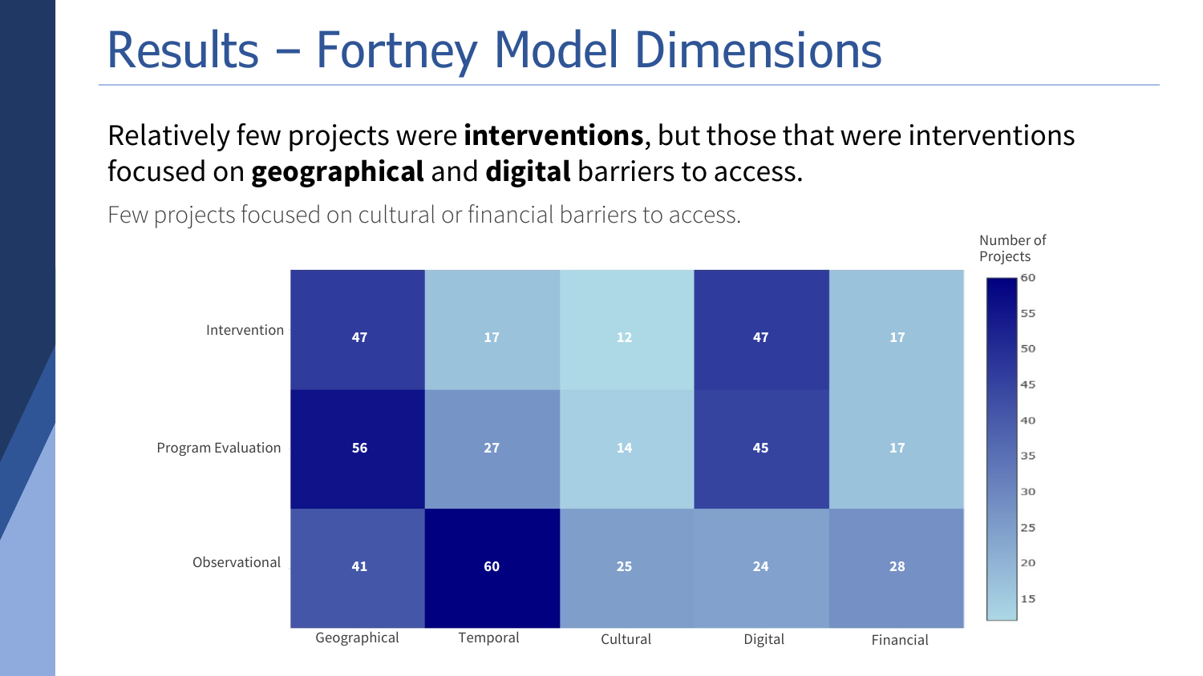# Results – Fortney Model Dimensions

Relatively few projects were **interventions**, but those that were interventions focused on **geographical** and **digital** barriers to access.

Few projects focused on cultural or financial barriers to access.

Number of Projects

| | Geographical | Temporal | Cultural | Digital | Financial |
|---|---|---|---|---|---|
| Intervention | 47 | 17 | 12 | 47 | 17 |
| Program Evaluation | 56 | 27 | 14 | 45 | 17 |
| Observational | 41 | 60 | 25 | 24 | 28 |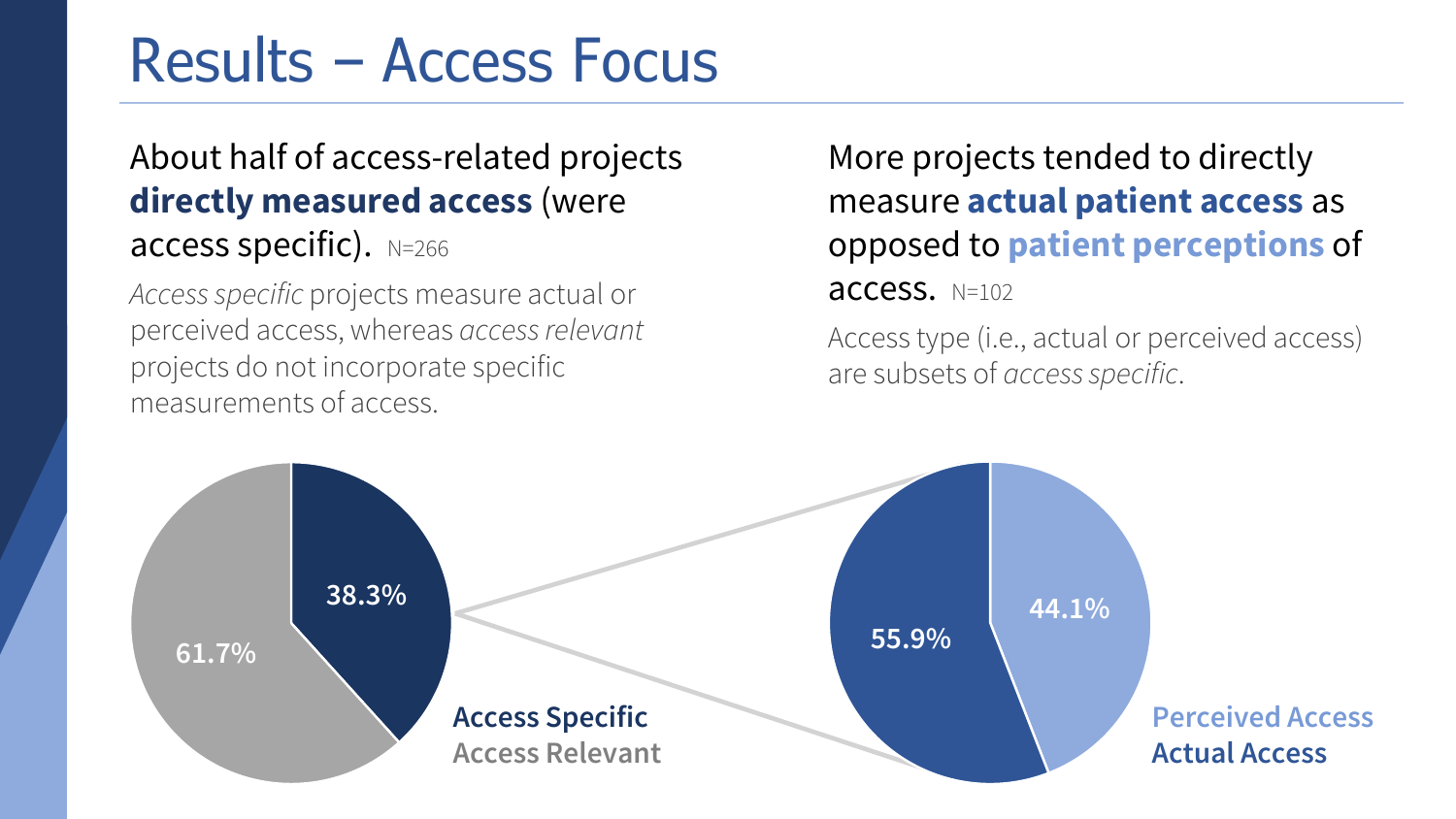# Results – Access Focus

About half of access-related projects **directly measured access** (were access specific). N=266

*Access specific* projects measure actual or perceived access, whereas *access relevant* projects do not incorporate specific measurements of access.

More projects tended to directly measure **actual patient access** as opposed to **patient perceptions** of access. N=102

Access type (i.e., actual or perceived access) are subsets of *access specific*.

38.3%

61.7%

**Access Specific**
**Access Relevant**

55.9%

44.1%

**Perceived Access**
**Actual Access**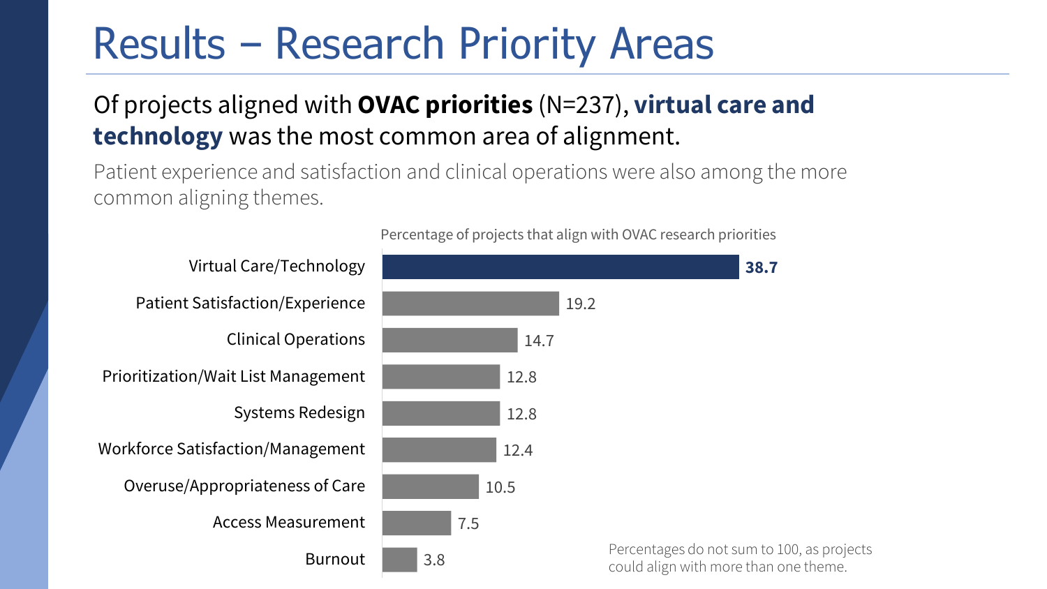# Results – Research Priority Areas

## Of projects aligned with **OVAC priorities** (N=237), **virtual care and technology** was the most common area of alignment.

Patient experience and satisfaction and clinical operations were also among the more common aligning themes.

Percentage of projects that align with OVAC research priorities

| Research Priority | Percentage |
| --- | --- |
| Virtual Care/Technology | **38.7** |
| Patient Satisfaction/Experience | 19.2 |
| Clinical Operations | 14.7 |
| Prioritization/Wait List Management | 12.8 |
| Systems Redesign | 12.8 |
| Workforce Satisfaction/Management | 12.4 |
| Overuse/Appropriateness of Care | 10.5 |
| Access Measurement | 7.5 |
| Burnout | 3.8 |

Percentages do not sum to 100, as projects could align with more than one theme.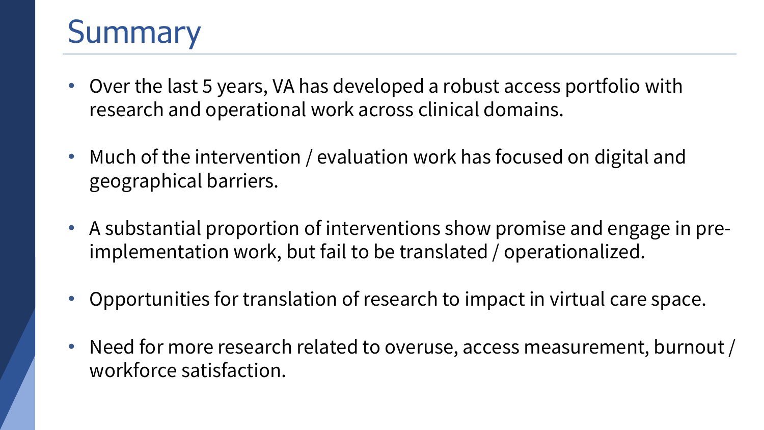# Summary

- Over the last 5 years, VA has developed a robust access portfolio with research and operational work across clinical domains.
- Much of the intervention / evaluation work has focused on digital and geographical barriers.
- A substantial proportion of interventions show promise and engage in pre-implementation work, but fail to be translated / operationalized.
- Opportunities for translation of research to impact in virtual care space.
- Need for more research related to overuse, access measurement, burnout / workforce satisfaction.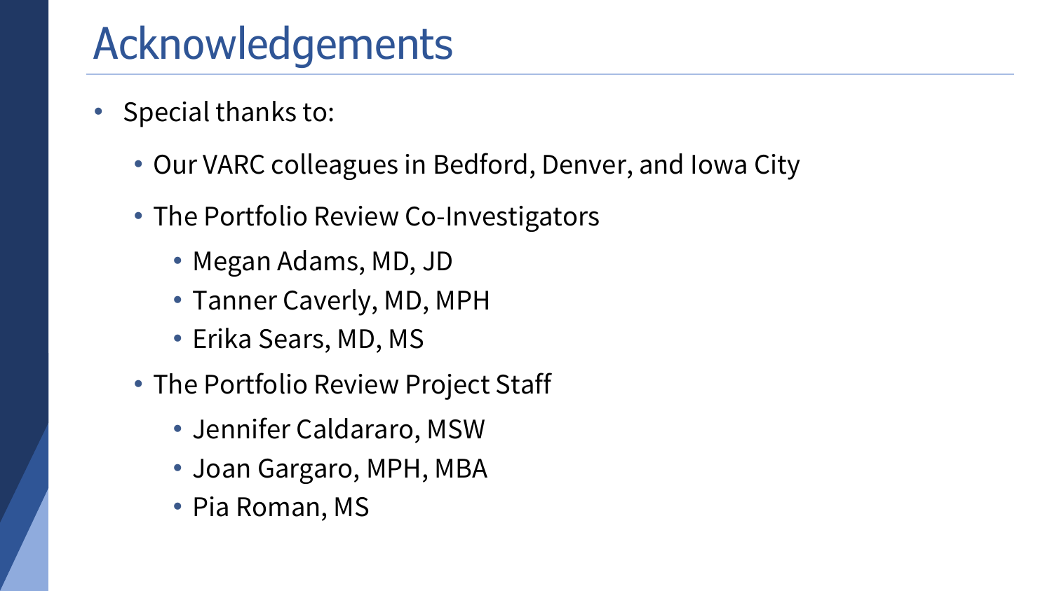# Acknowledgements

- Special thanks to:
  - Our VARC colleagues in Bedford, Denver, and Iowa City
  - The Portfolio Review Co-Investigators
    - Megan Adams, MD, JD
    - Tanner Caverly, MD, MPH
    - Erika Sears, MD, MS
  - The Portfolio Review Project Staff
    - Jennifer Caldararo, MSW
    - Joan Gargaro, MPH, MBA
    - Pia Roman, MS